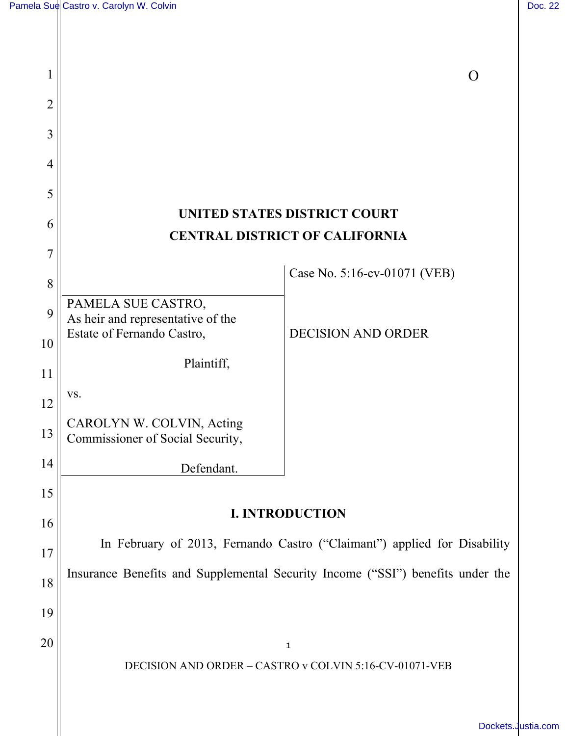O

# UNITED STATES DISTRICT COURT
# CENTRAL DISTRICT OF CALIFORNIA

PAMELA SUE CASTRO,
As heir and representative of the Estate of Fernando Castro,

Plaintiff,

vs.

CAROLYN W. COLVIN, Acting Commissioner of Social Security,

Defendant.

Case No. 5:16-cv-01071 (VEB)

DECISION AND ORDER

## I. INTRODUCTION

In February of 2013, Fernando Castro ("Claimant") applied for Disability Insurance Benefits and Supplemental Security Income ("SSI") benefits under the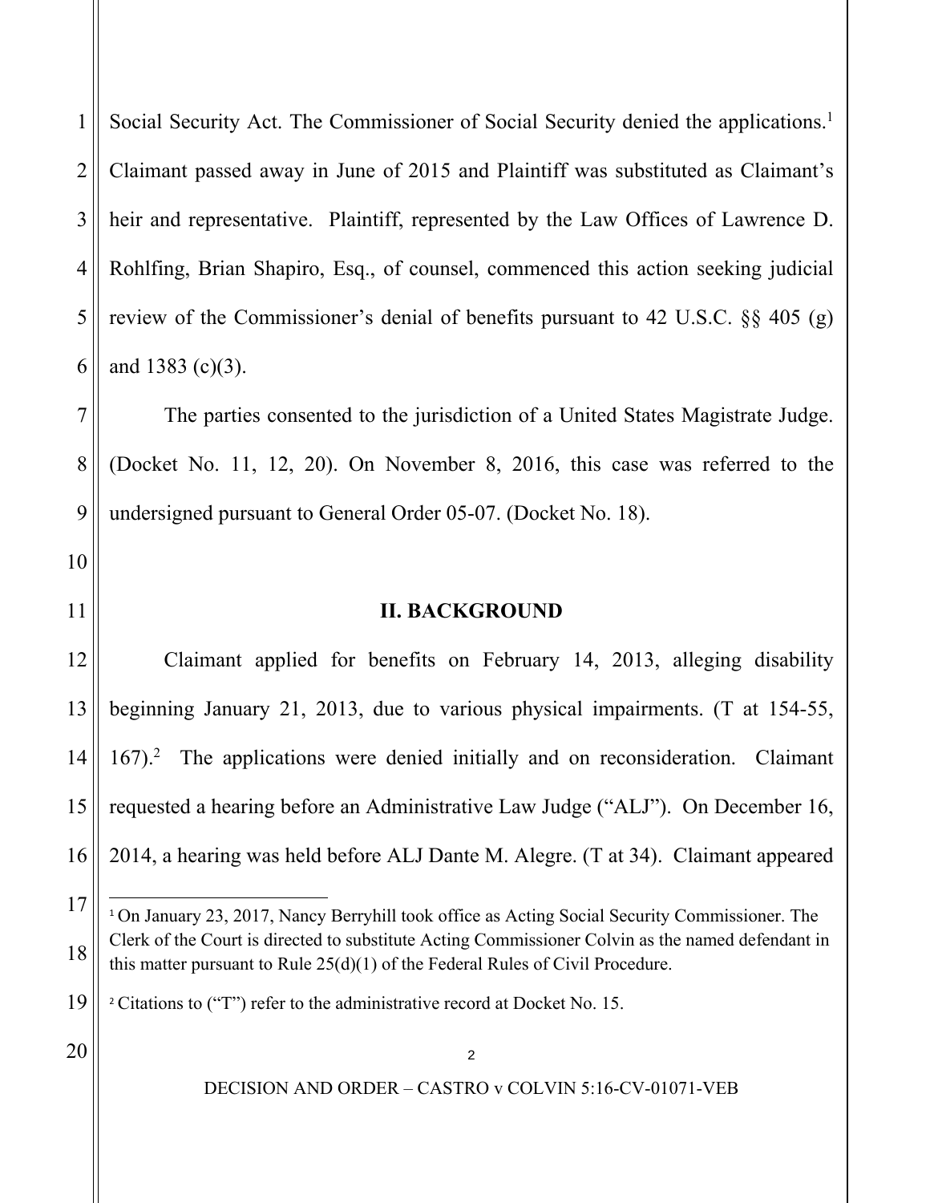Social Security Act. The Commissioner of Social Security denied the applications.[1] Claimant passed away in June of 2015 and Plaintiff was substituted as Claimant's heir and representative. Plaintiff, represented by the Law Offices of Lawrence D. Rohlfing, Brian Shapiro, Esq., of counsel, commenced this action seeking judicial review of the Commissioner's denial of benefits pursuant to 42 U.S.C. §§ 405 (g) and 1383 (c)(3).

The parties consented to the jurisdiction of a United States Magistrate Judge. (Docket No. 11, 12, 20). On November 8, 2016, this case was referred to the undersigned pursuant to General Order 05-07. (Docket No. 18).

## II. BACKGROUND

Claimant applied for benefits on February 14, 2013, alleging disability beginning January 21, 2013, due to various physical impairments. (T at 154-55, 167).[2] The applications were denied initially and on reconsideration. Claimant requested a hearing before an Administrative Law Judge ("ALJ"). On December 16, 2014, a hearing was held before ALJ Dante M. Alegre. (T at 34). Claimant appeared

---

[1] On January 23, 2017, Nancy Berryhill took office as Acting Social Security Commissioner. The Clerk of the Court is directed to substitute Acting Commissioner Colvin as the named defendant in this matter pursuant to Rule 25(d)(1) of the Federal Rules of Civil Procedure.

[2] Citations to ("T") refer to the administrative record at Docket No. 15.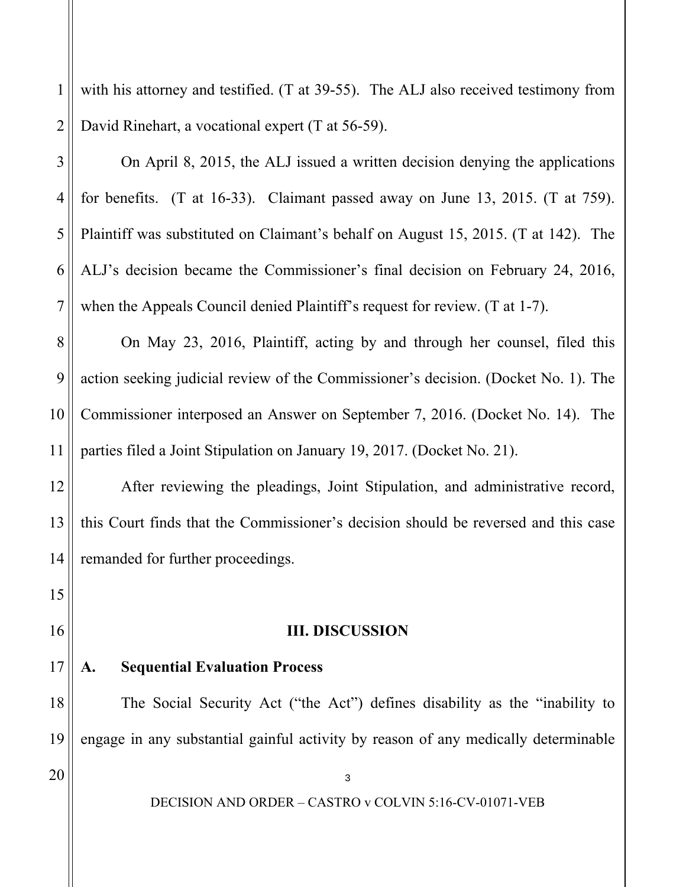with his attorney and testified. (T at 39-55). The ALJ also received testimony from David Rinehart, a vocational expert (T at 56-59).

On April 8, 2015, the ALJ issued a written decision denying the applications for benefits. (T at 16-33). Claimant passed away on June 13, 2015. (T at 759). Plaintiff was substituted on Claimant's behalf on August 15, 2015. (T at 142). The ALJ's decision became the Commissioner's final decision on February 24, 2016, when the Appeals Council denied Plaintiff's request for review. (T at 1-7).

On May 23, 2016, Plaintiff, acting by and through her counsel, filed this action seeking judicial review of the Commissioner's decision. (Docket No. 1). The Commissioner interposed an Answer on September 7, 2016. (Docket No. 14). The parties filed a Joint Stipulation on January 19, 2017. (Docket No. 21).

After reviewing the pleadings, Joint Stipulation, and administrative record, this Court finds that the Commissioner's decision should be reversed and this case remanded for further proceedings.

## III. DISCUSSION

### A. Sequential Evaluation Process

The Social Security Act ("the Act") defines disability as the "inability to engage in any substantial gainful activity by reason of any medically determinable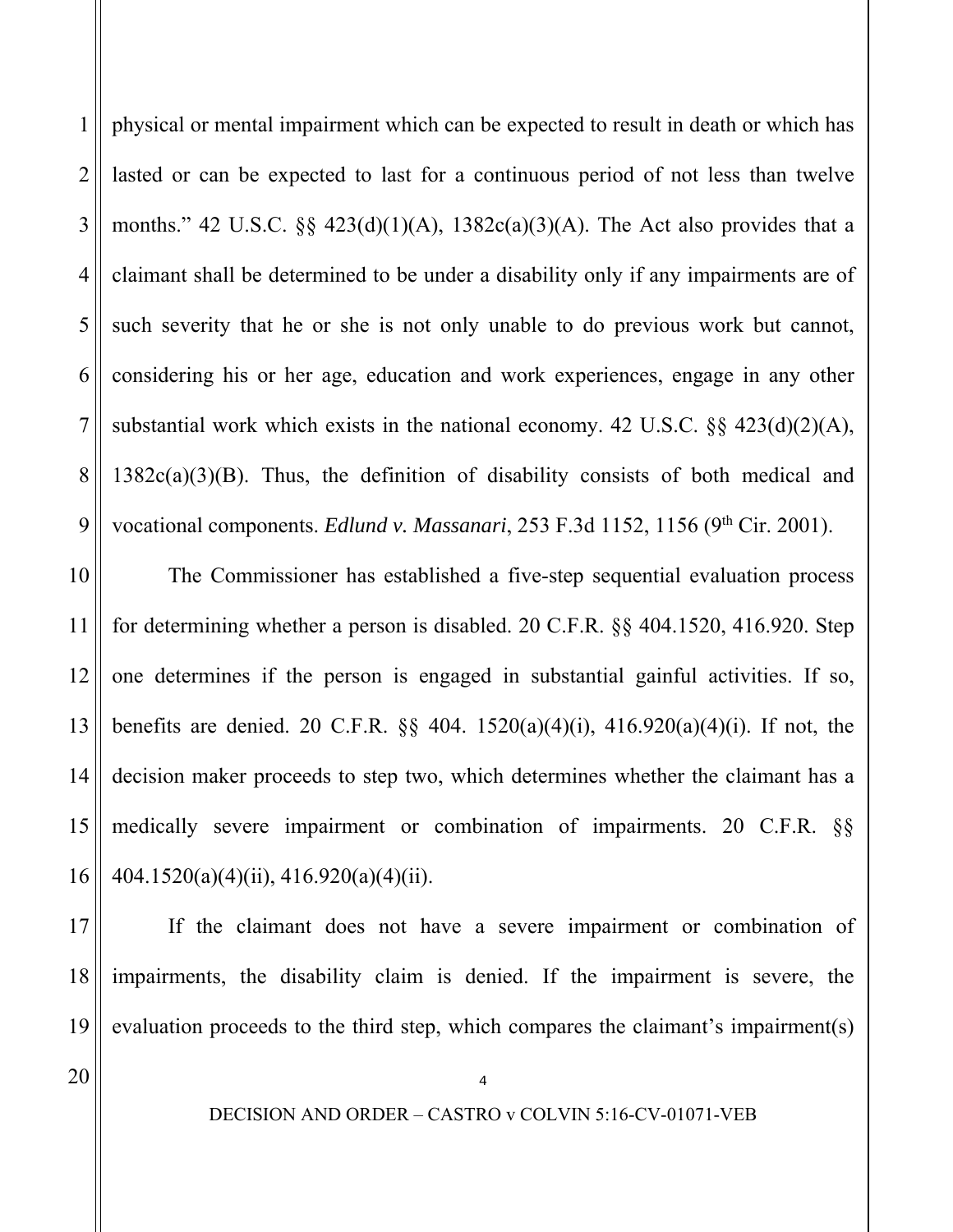physical or mental impairment which can be expected to result in death or which has lasted or can be expected to last for a continuous period of not less than twelve months." 42 U.S.C. §§ 423(d)(1)(A), 1382c(a)(3)(A). The Act also provides that a claimant shall be determined to be under a disability only if any impairments are of such severity that he or she is not only unable to do previous work but cannot, considering his or her age, education and work experiences, engage in any other substantial work which exists in the national economy. 42 U.S.C. §§ 423(d)(2)(A), 1382c(a)(3)(B). Thus, the definition of disability consists of both medical and vocational components. *Edlund v. Massanari*, 253 F.3d 1152, 1156 (9th Cir. 2001).

The Commissioner has established a five-step sequential evaluation process for determining whether a person is disabled. 20 C.F.R. §§ 404.1520, 416.920. Step one determines if the person is engaged in substantial gainful activities. If so, benefits are denied. 20 C.F.R. §§ 404. 1520(a)(4)(i), 416.920(a)(4)(i). If not, the decision maker proceeds to step two, which determines whether the claimant has a medically severe impairment or combination of impairments. 20 C.F.R. §§ 404.1520(a)(4)(ii), 416.920(a)(4)(ii).

If the claimant does not have a severe impairment or combination of impairments, the disability claim is denied. If the impairment is severe, the evaluation proceeds to the third step, which compares the claimant's impairment(s)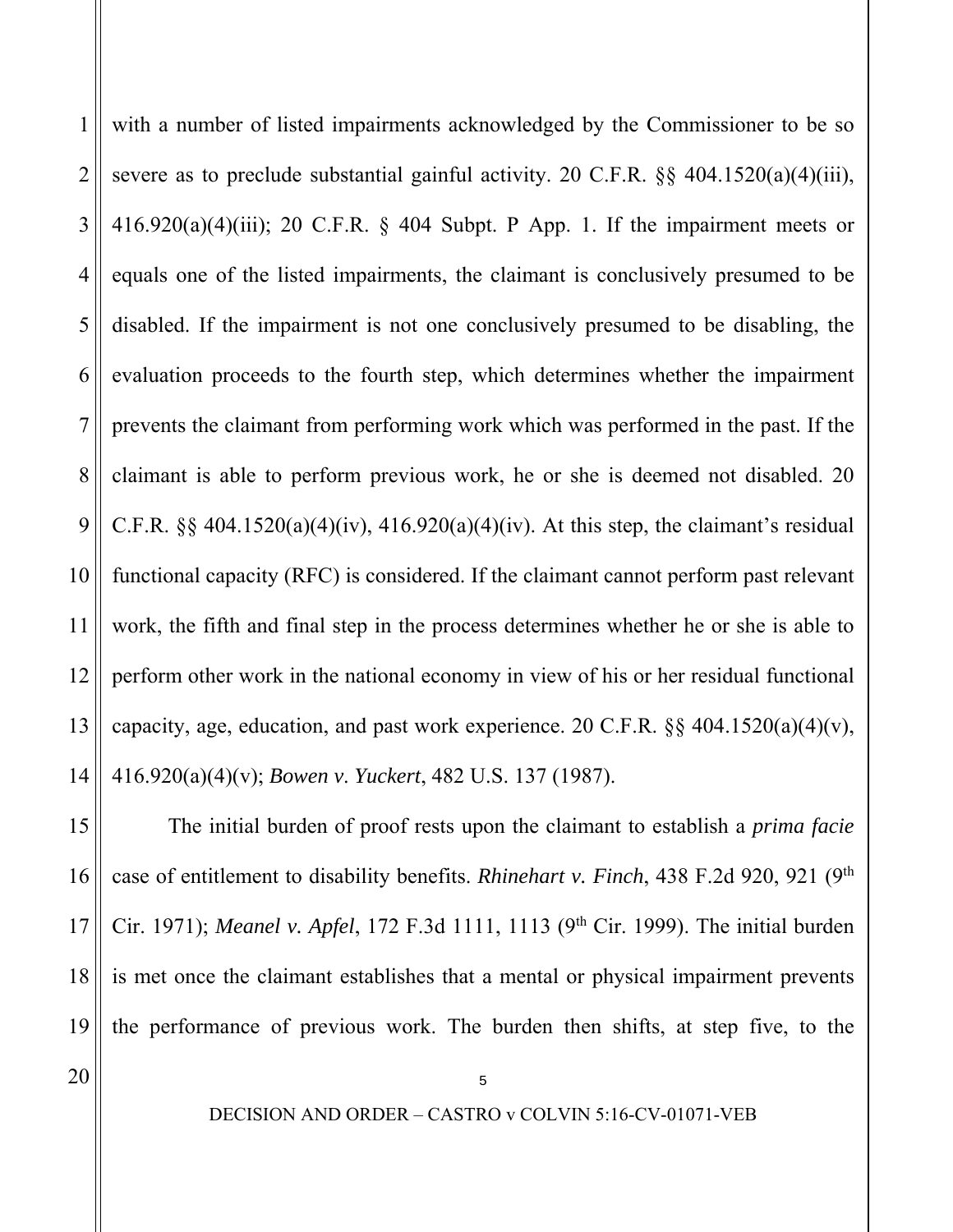with a number of listed impairments acknowledged by the Commissioner to be so severe as to preclude substantial gainful activity. 20 C.F.R. §§ 404.1520(a)(4)(iii), 416.920(a)(4)(iii); 20 C.F.R. § 404 Subpt. P App. 1. If the impairment meets or equals one of the listed impairments, the claimant is conclusively presumed to be disabled. If the impairment is not one conclusively presumed to be disabling, the evaluation proceeds to the fourth step, which determines whether the impairment prevents the claimant from performing work which was performed in the past. If the claimant is able to perform previous work, he or she is deemed not disabled. 20 C.F.R. §§ 404.1520(a)(4)(iv), 416.920(a)(4)(iv). At this step, the claimant's residual functional capacity (RFC) is considered. If the claimant cannot perform past relevant work, the fifth and final step in the process determines whether he or she is able to perform other work in the national economy in view of his or her residual functional capacity, age, education, and past work experience. 20 C.F.R. §§ 404.1520(a)(4)(v), 416.920(a)(4)(v); *Bowen v. Yuckert*, 482 U.S. 137 (1987).

The initial burden of proof rests upon the claimant to establish a *prima facie* case of entitlement to disability benefits. *Rhinehart v. Finch*, 438 F.2d 920, 921 (9th Cir. 1971); *Meanel v. Apfel*, 172 F.3d 1111, 1113 (9th Cir. 1999). The initial burden is met once the claimant establishes that a mental or physical impairment prevents the performance of previous work. The burden then shifts, at step five, to the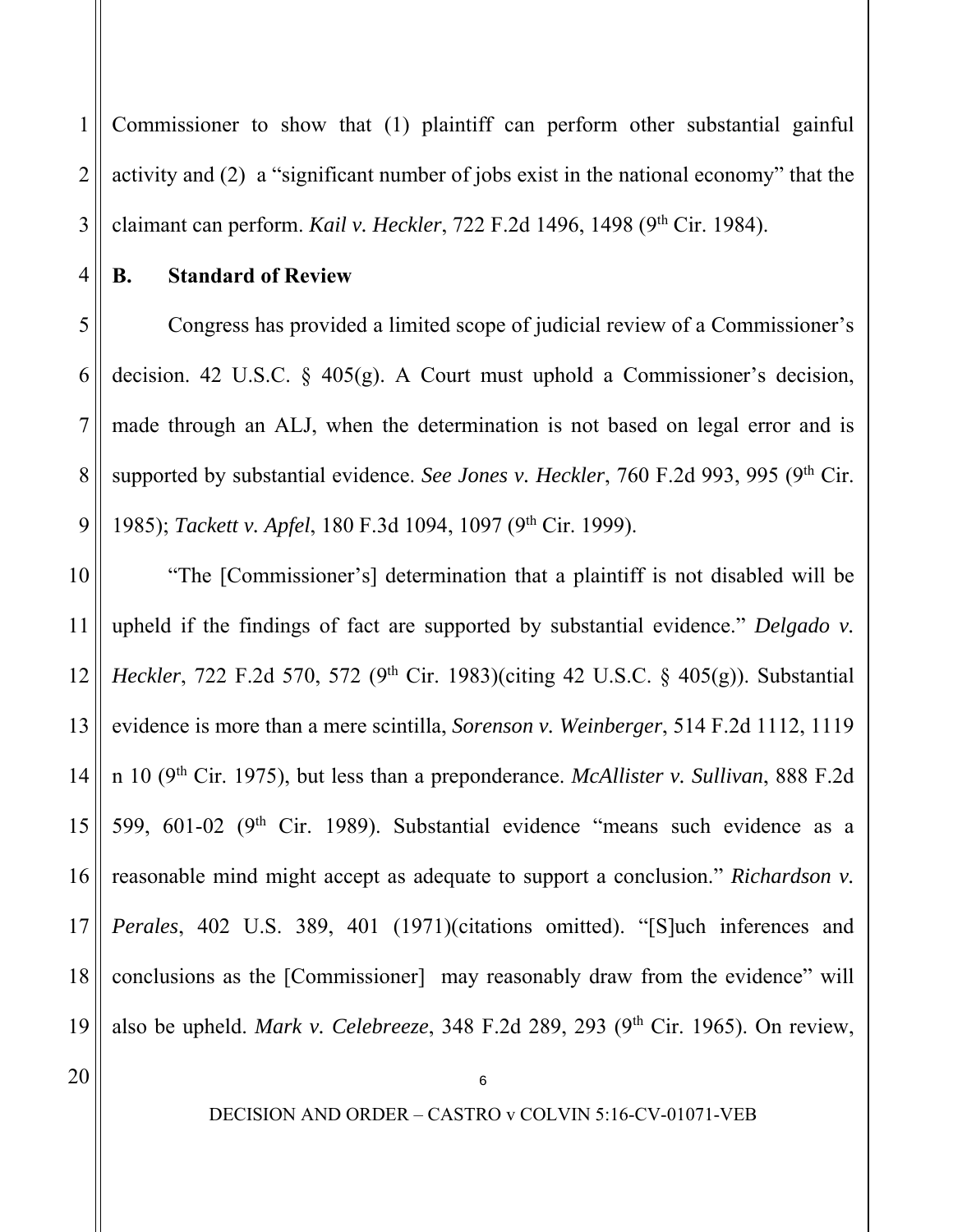Commissioner to show that (1) plaintiff can perform other substantial gainful activity and (2) a "significant number of jobs exist in the national economy" that the claimant can perform. *Kail v. Heckler*, 722 F.2d 1496, 1498 (9th Cir. 1984).

### B. Standard of Review

Congress has provided a limited scope of judicial review of a Commissioner's decision. 42 U.S.C. § 405(g). A Court must uphold a Commissioner's decision, made through an ALJ, when the determination is not based on legal error and is supported by substantial evidence. *See Jones v. Heckler*, 760 F.2d 993, 995 (9th Cir. 1985); *Tackett v. Apfel*, 180 F.3d 1094, 1097 (9th Cir. 1999).

"The [Commissioner's] determination that a plaintiff is not disabled will be upheld if the findings of fact are supported by substantial evidence." *Delgado v. Heckler*, 722 F.2d 570, 572 (9th Cir. 1983)(citing 42 U.S.C. § 405(g)). Substantial evidence is more than a mere scintilla, *Sorenson v. Weinberger*, 514 F.2d 1112, 1119 n 10 (9th Cir. 1975), but less than a preponderance. *McAllister v. Sullivan*, 888 F.2d 599, 601-02 (9th Cir. 1989). Substantial evidence "means such evidence as a reasonable mind might accept as adequate to support a conclusion." *Richardson v. Perales*, 402 U.S. 389, 401 (1971)(citations omitted). "[S]uch inferences and conclusions as the [Commissioner] may reasonably draw from the evidence" will also be upheld. *Mark v. Celebreeze*, 348 F.2d 289, 293 (9th Cir. 1965). On review,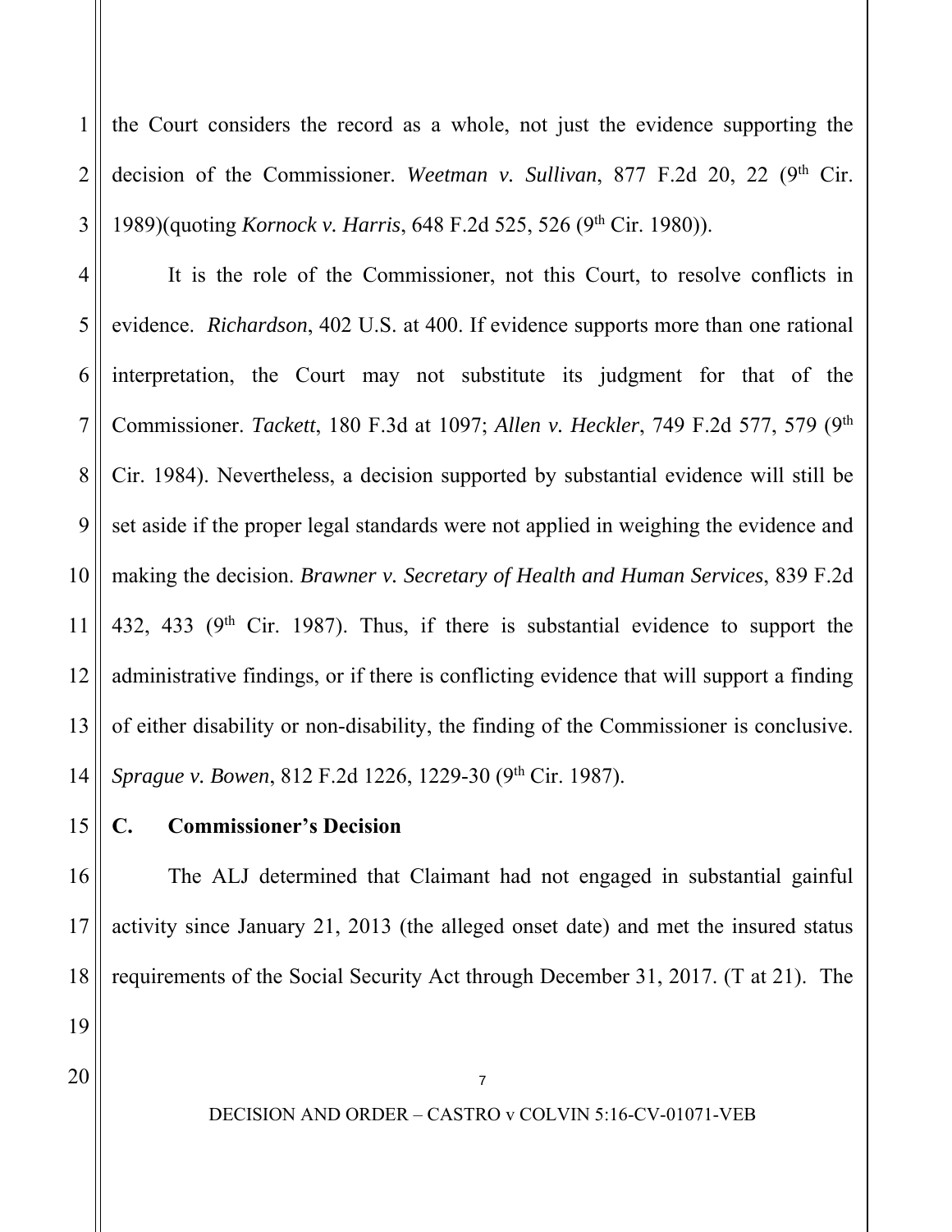the Court considers the record as a whole, not just the evidence supporting the decision of the Commissioner. *Weetman v. Sullivan*, 877 F.2d 20, 22 (9th Cir. 1989)(quoting *Kornock v. Harris*, 648 F.2d 525, 526 (9th Cir. 1980)).

It is the role of the Commissioner, not this Court, to resolve conflicts in evidence. *Richardson*, 402 U.S. at 400. If evidence supports more than one rational interpretation, the Court may not substitute its judgment for that of the Commissioner. *Tackett*, 180 F.3d at 1097; *Allen v. Heckler*, 749 F.2d 577, 579 (9th Cir. 1984). Nevertheless, a decision supported by substantial evidence will still be set aside if the proper legal standards were not applied in weighing the evidence and making the decision. *Brawner v. Secretary of Health and Human Services*, 839 F.2d 432, 433 (9th Cir. 1987). Thus, if there is substantial evidence to support the administrative findings, or if there is conflicting evidence that will support a finding of either disability or non-disability, the finding of the Commissioner is conclusive. *Sprague v. Bowen*, 812 F.2d 1226, 1229-30 (9th Cir. 1987).

**C. Commissioner's Decision**

The ALJ determined that Claimant had not engaged in substantial gainful activity since January 21, 2013 (the alleged onset date) and met the insured status requirements of the Social Security Act through December 31, 2017. (T at 21). The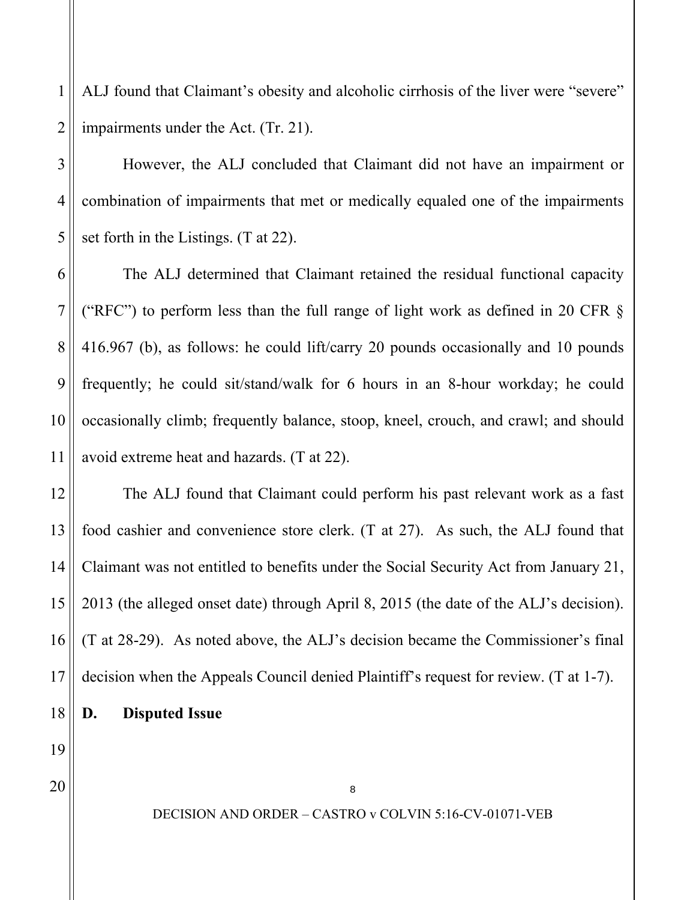ALJ found that Claimant's obesity and alcoholic cirrhosis of the liver were "severe" impairments under the Act. (Tr. 21).

However, the ALJ concluded that Claimant did not have an impairment or combination of impairments that met or medically equaled one of the impairments set forth in the Listings. (T at 22).

The ALJ determined that Claimant retained the residual functional capacity ("RFC") to perform less than the full range of light work as defined in 20 CFR § 416.967 (b), as follows: he could lift/carry 20 pounds occasionally and 10 pounds frequently; he could sit/stand/walk for 6 hours in an 8-hour workday; he could occasionally climb; frequently balance, stoop, kneel, crouch, and crawl; and should avoid extreme heat and hazards. (T at 22).

The ALJ found that Claimant could perform his past relevant work as a fast food cashier and convenience store clerk. (T at 27). As such, the ALJ found that Claimant was not entitled to benefits under the Social Security Act from January 21, 2013 (the alleged onset date) through April 8, 2015 (the date of the ALJ's decision). (T at 28-29). As noted above, the ALJ's decision became the Commissioner's final decision when the Appeals Council denied Plaintiff's request for review. (T at 1-7).

**D. Disputed Issue**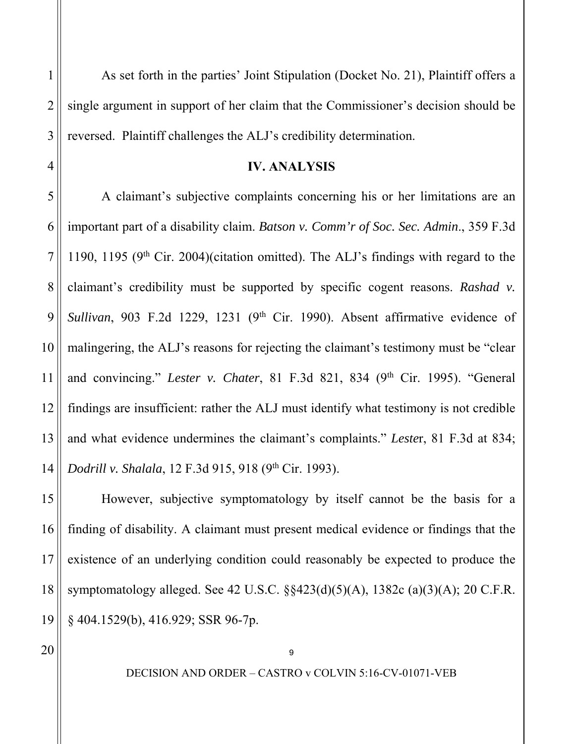As set forth in the parties' Joint Stipulation (Docket No. 21), Plaintiff offers a single argument in support of her claim that the Commissioner's decision should be reversed. Plaintiff challenges the ALJ's credibility determination.

## IV. ANALYSIS

A claimant's subjective complaints concerning his or her limitations are an important part of a disability claim. *Batson v. Comm'r of Soc. Sec. Admin*., 359 F.3d 1190, 1195 (9th Cir. 2004)(citation omitted). The ALJ's findings with regard to the claimant's credibility must be supported by specific cogent reasons. *Rashad v. Sullivan*, 903 F.2d 1229, 1231 (9th Cir. 1990). Absent affirmative evidence of malingering, the ALJ's reasons for rejecting the claimant's testimony must be "clear and convincing." *Lester v. Chater*, 81 F.3d 821, 834 (9th Cir. 1995). "General findings are insufficient: rather the ALJ must identify what testimony is not credible and what evidence undermines the claimant's complaints." *Lester*, 81 F.3d at 834; *Dodrill v. Shalala*, 12 F.3d 915, 918 (9th Cir. 1993).

However, subjective symptomatology by itself cannot be the basis for a finding of disability. A claimant must present medical evidence or findings that the existence of an underlying condition could reasonably be expected to produce the symptomatology alleged. See 42 U.S.C. §§423(d)(5)(A), 1382c (a)(3)(A); 20 C.F.R. § 404.1529(b), 416.929; SSR 96-7p.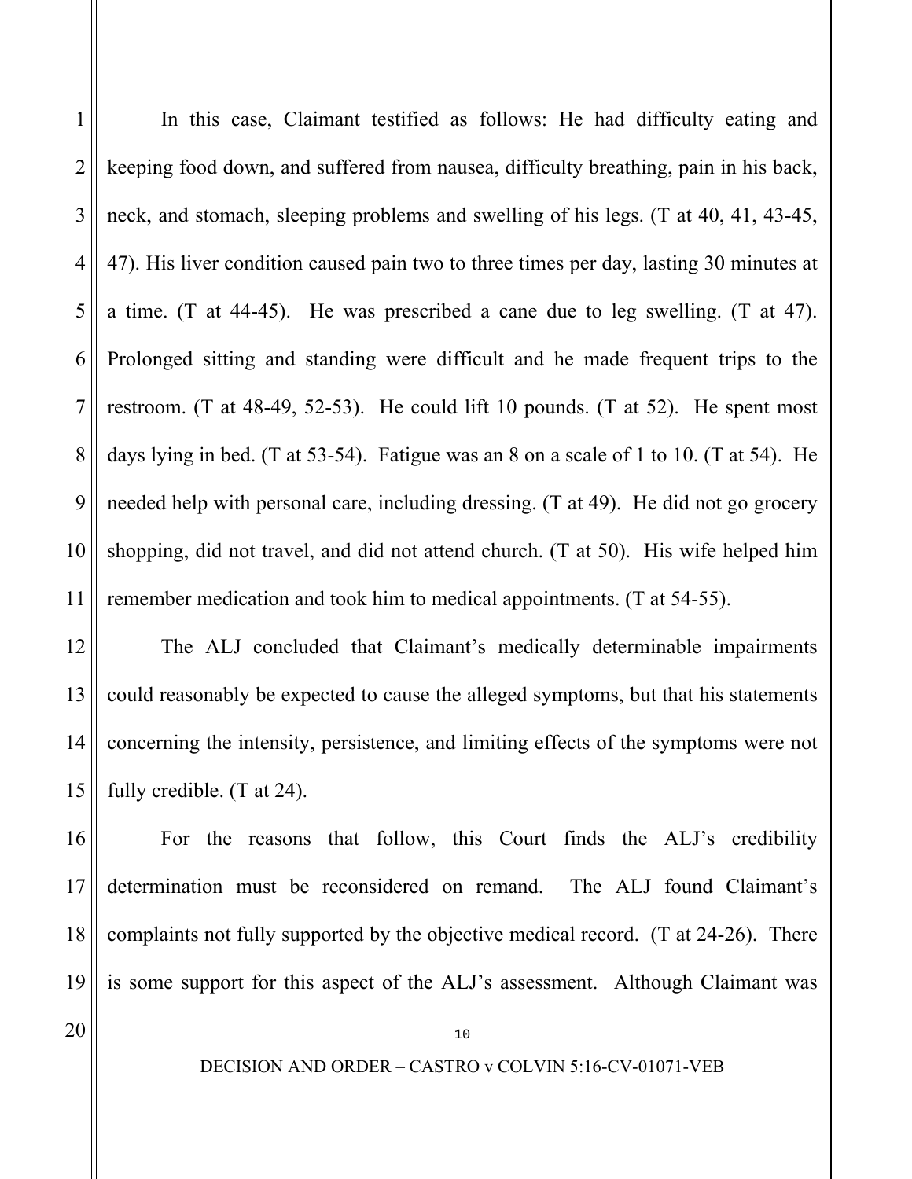In this case, Claimant testified as follows: He had difficulty eating and keeping food down, and suffered from nausea, difficulty breathing, pain in his back, neck, and stomach, sleeping problems and swelling of his legs. (T at 40, 41, 43-45, 47). His liver condition caused pain two to three times per day, lasting 30 minutes at a time. (T at 44-45). He was prescribed a cane due to leg swelling. (T at 47). Prolonged sitting and standing were difficult and he made frequent trips to the restroom. (T at 48-49, 52-53). He could lift 10 pounds. (T at 52). He spent most days lying in bed. (T at 53-54). Fatigue was an 8 on a scale of 1 to 10. (T at 54). He needed help with personal care, including dressing. (T at 49). He did not go grocery shopping, did not travel, and did not attend church. (T at 50). His wife helped him remember medication and took him to medical appointments. (T at 54-55).

The ALJ concluded that Claimant's medically determinable impairments could reasonably be expected to cause the alleged symptoms, but that his statements concerning the intensity, persistence, and limiting effects of the symptoms were not fully credible. (T at 24).

For the reasons that follow, this Court finds the ALJ's credibility determination must be reconsidered on remand. The ALJ found Claimant's complaints not fully supported by the objective medical record. (T at 24-26). There is some support for this aspect of the ALJ's assessment. Although Claimant was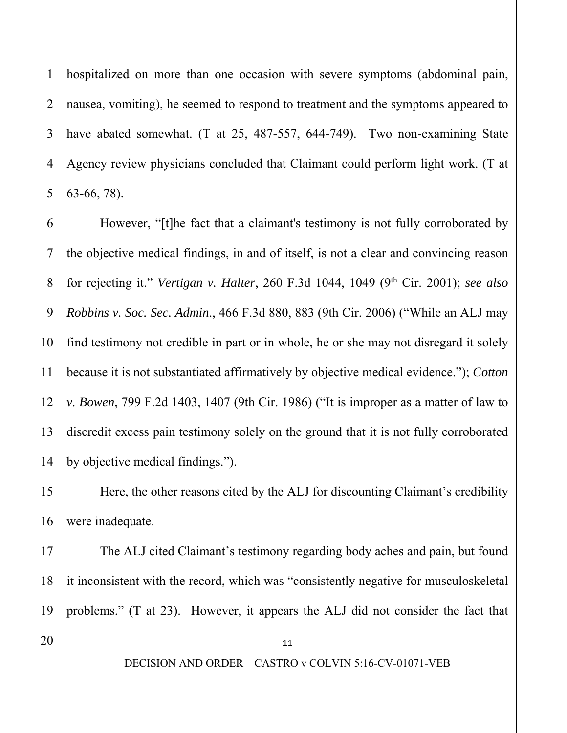hospitalized on more than one occasion with severe symptoms (abdominal pain, nausea, vomiting), he seemed to respond to treatment and the symptoms appeared to have abated somewhat. (T at 25, 487-557, 644-749). Two non-examining State Agency review physicians concluded that Claimant could perform light work. (T at 63-66, 78).

However, "[t]he fact that a claimant's testimony is not fully corroborated by the objective medical findings, in and of itself, is not a clear and convincing reason for rejecting it." *Vertigan v. Halter*, 260 F.3d 1044, 1049 (9th Cir. 2001); *see also Robbins v. Soc. Sec. Admin*., 466 F.3d 880, 883 (9th Cir. 2006) ("While an ALJ may find testimony not credible in part or in whole, he or she may not disregard it solely because it is not substantiated affirmatively by objective medical evidence."); *Cotton v. Bowen*, 799 F.2d 1403, 1407 (9th Cir. 1986) ("It is improper as a matter of law to discredit excess pain testimony solely on the ground that it is not fully corroborated by objective medical findings.").

Here, the other reasons cited by the ALJ for discounting Claimant's credibility were inadequate.

The ALJ cited Claimant's testimony regarding body aches and pain, but found it inconsistent with the record, which was "consistently negative for musculoskeletal problems." (T at 23). However, it appears the ALJ did not consider the fact that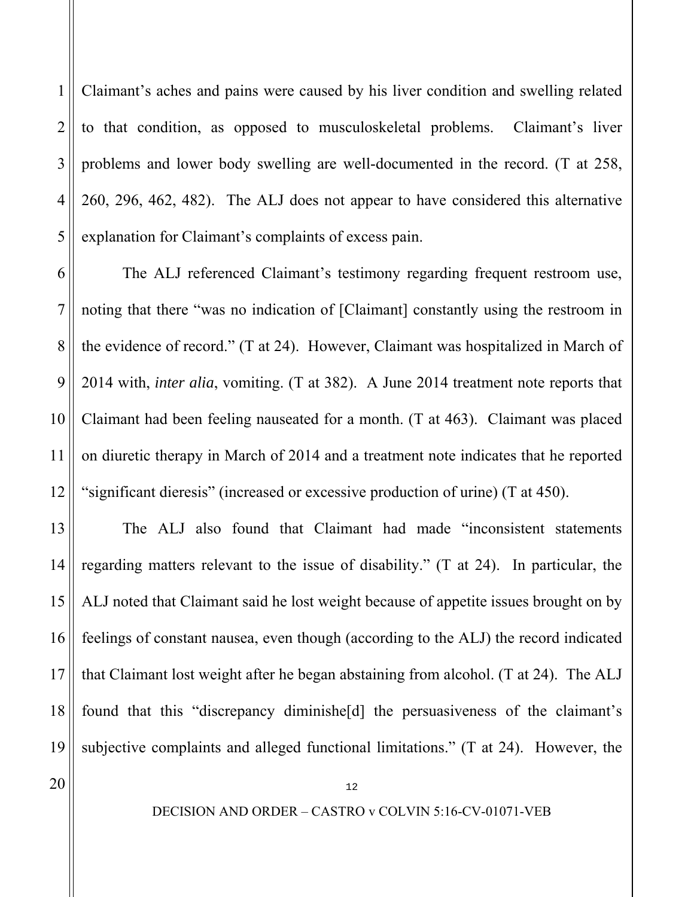Claimant's aches and pains were caused by his liver condition and swelling related to that condition, as opposed to musculoskeletal problems. Claimant's liver problems and lower body swelling are well-documented in the record. (T at 258, 260, 296, 462, 482). The ALJ does not appear to have considered this alternative explanation for Claimant's complaints of excess pain.

The ALJ referenced Claimant's testimony regarding frequent restroom use, noting that there "was no indication of [Claimant] constantly using the restroom in the evidence of record." (T at 24). However, Claimant was hospitalized in March of 2014 with, *inter alia*, vomiting. (T at 382). A June 2014 treatment note reports that Claimant had been feeling nauseated for a month. (T at 463). Claimant was placed on diuretic therapy in March of 2014 and a treatment note indicates that he reported "significant dieresis" (increased or excessive production of urine) (T at 450).

The ALJ also found that Claimant had made "inconsistent statements regarding matters relevant to the issue of disability." (T at 24). In particular, the ALJ noted that Claimant said he lost weight because of appetite issues brought on by feelings of constant nausea, even though (according to the ALJ) the record indicated that Claimant lost weight after he began abstaining from alcohol. (T at 24). The ALJ found that this "discrepancy diminishe[d] the persuasiveness of the claimant's subjective complaints and alleged functional limitations." (T at 24). However, the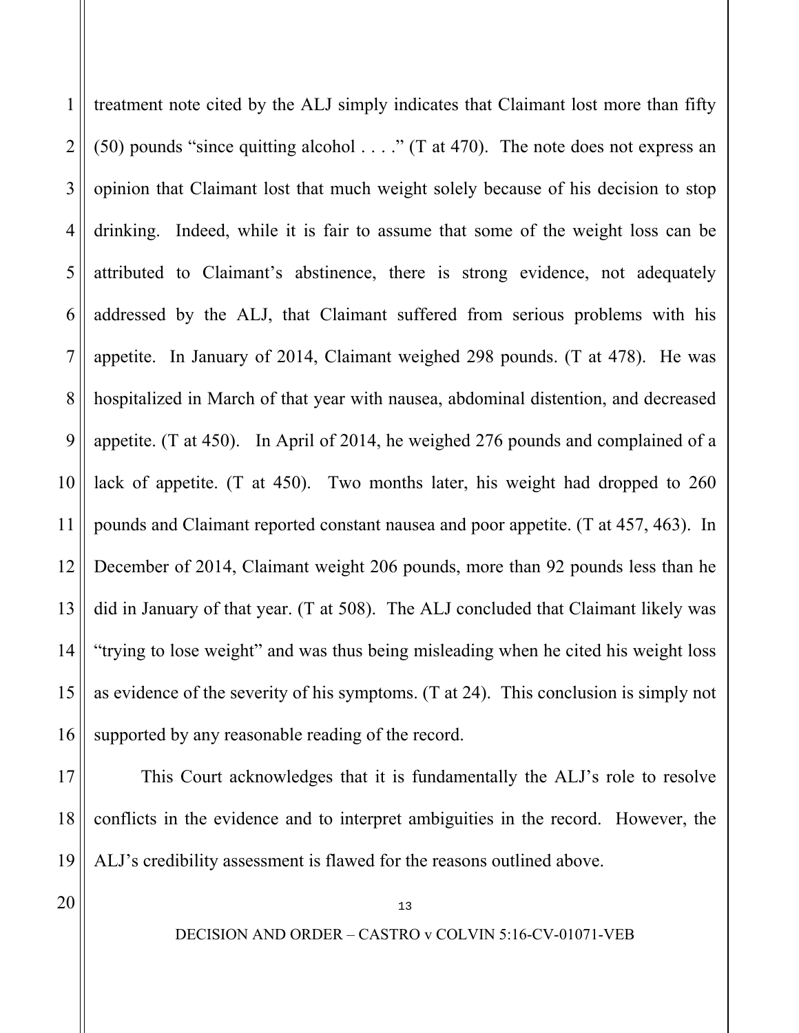treatment note cited by the ALJ simply indicates that Claimant lost more than fifty (50) pounds "since quitting alcohol . . . ." (T at 470). The note does not express an opinion that Claimant lost that much weight solely because of his decision to stop drinking. Indeed, while it is fair to assume that some of the weight loss can be attributed to Claimant's abstinence, there is strong evidence, not adequately addressed by the ALJ, that Claimant suffered from serious problems with his appetite. In January of 2014, Claimant weighed 298 pounds. (T at 478). He was hospitalized in March of that year with nausea, abdominal distention, and decreased appetite. (T at 450). In April of 2014, he weighed 276 pounds and complained of a lack of appetite. (T at 450). Two months later, his weight had dropped to 260 pounds and Claimant reported constant nausea and poor appetite. (T at 457, 463). In December of 2014, Claimant weight 206 pounds, more than 92 pounds less than he did in January of that year. (T at 508). The ALJ concluded that Claimant likely was "trying to lose weight" and was thus being misleading when he cited his weight loss as evidence of the severity of his symptoms. (T at 24). This conclusion is simply not supported by any reasonable reading of the record.

This Court acknowledges that it is fundamentally the ALJ's role to resolve conflicts in the evidence and to interpret ambiguities in the record. However, the ALJ's credibility assessment is flawed for the reasons outlined above.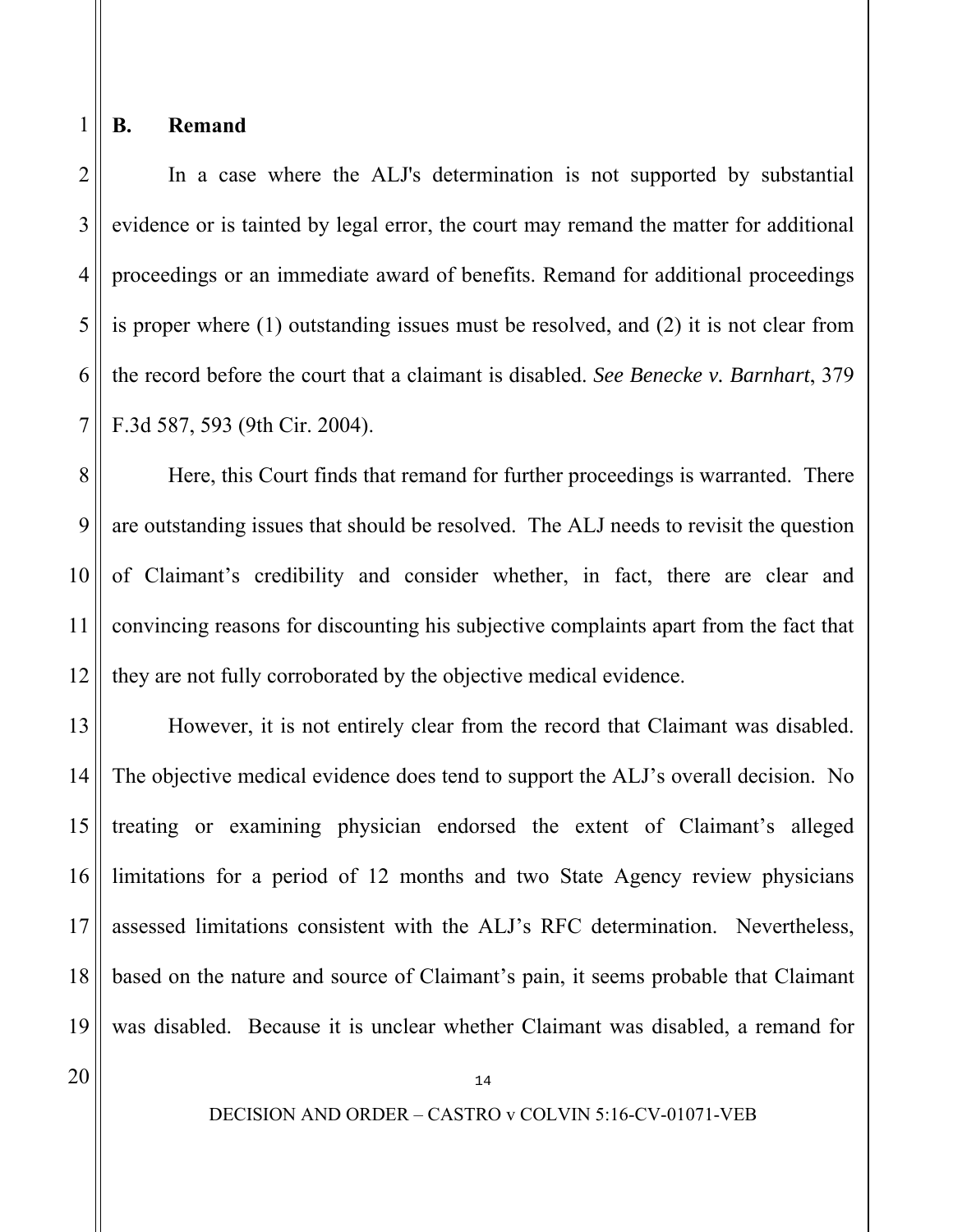### B. Remand

In a case where the ALJ's determination is not supported by substantial evidence or is tainted by legal error, the court may remand the matter for additional proceedings or an immediate award of benefits. Remand for additional proceedings is proper where (1) outstanding issues must be resolved, and (2) it is not clear from the record before the court that a claimant is disabled. *See Benecke v. Barnhart*, 379 F.3d 587, 593 (9th Cir. 2004).

Here, this Court finds that remand for further proceedings is warranted. There are outstanding issues that should be resolved. The ALJ needs to revisit the question of Claimant's credibility and consider whether, in fact, there are clear and convincing reasons for discounting his subjective complaints apart from the fact that they are not fully corroborated by the objective medical evidence.

However, it is not entirely clear from the record that Claimant was disabled. The objective medical evidence does tend to support the ALJ's overall decision. No treating or examining physician endorsed the extent of Claimant's alleged limitations for a period of 12 months and two State Agency review physicians assessed limitations consistent with the ALJ's RFC determination. Nevertheless, based on the nature and source of Claimant's pain, it seems probable that Claimant was disabled. Because it is unclear whether Claimant was disabled, a remand for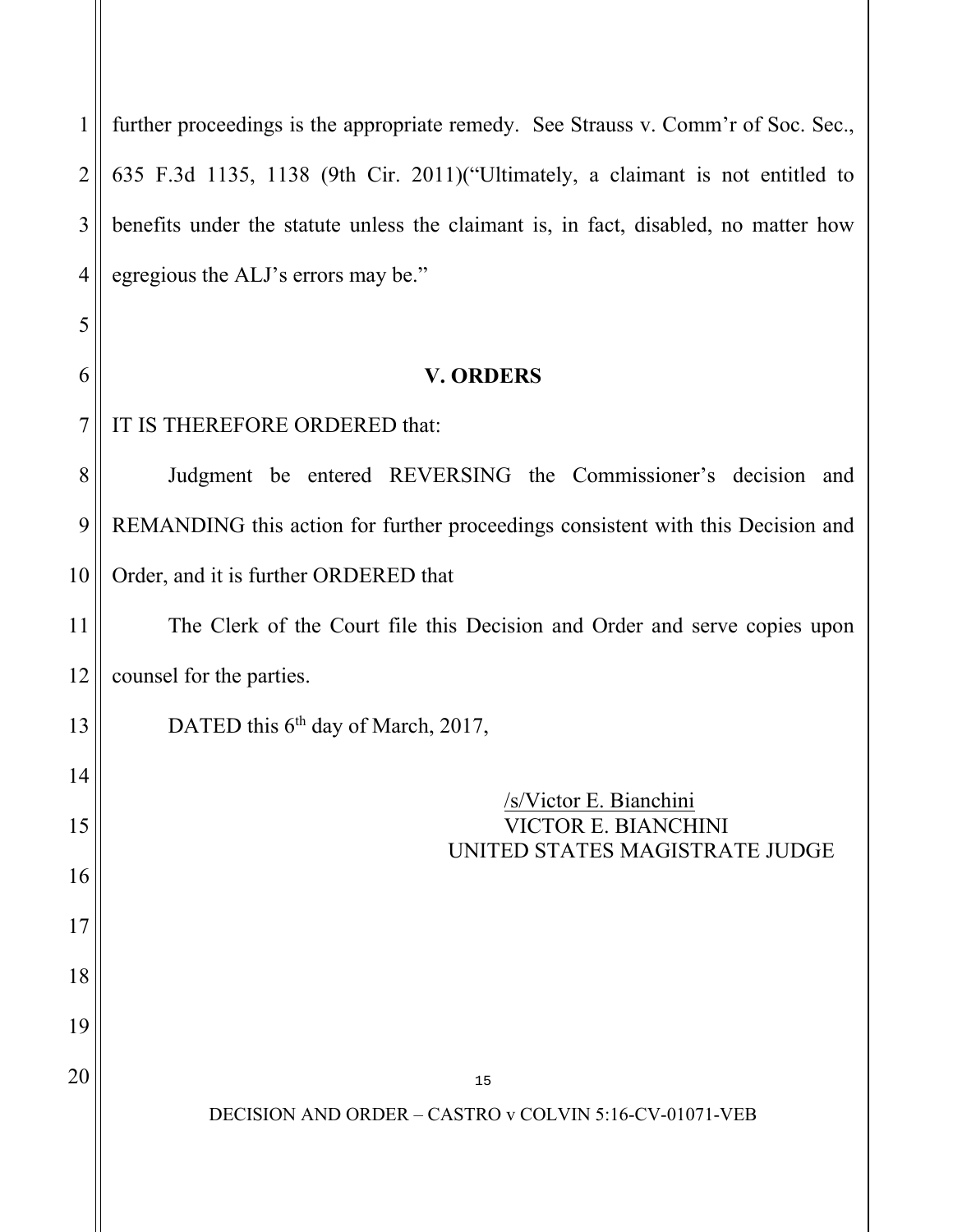further proceedings is the appropriate remedy. See Strauss v. Comm'r of Soc. Sec., 635 F.3d 1135, 1138 (9th Cir. 2011)("Ultimately, a claimant is not entitled to benefits under the statute unless the claimant is, in fact, disabled, no matter how egregious the ALJ's errors may be."

## V. ORDERS

IT IS THEREFORE ORDERED that:

Judgment be entered REVERSING the Commissioner's decision and REMANDING this action for further proceedings consistent with this Decision and Order, and it is further ORDERED that

The Clerk of the Court file this Decision and Order and serve copies upon counsel for the parties.

DATED this 6th day of March, 2017,

/s/Victor E. Bianchini
VICTOR E. BIANCHINI
UNITED STATES MAGISTRATE JUDGE

DECISION AND ORDER – CASTRO v COLVIN 5:16-CV-01071-VEB